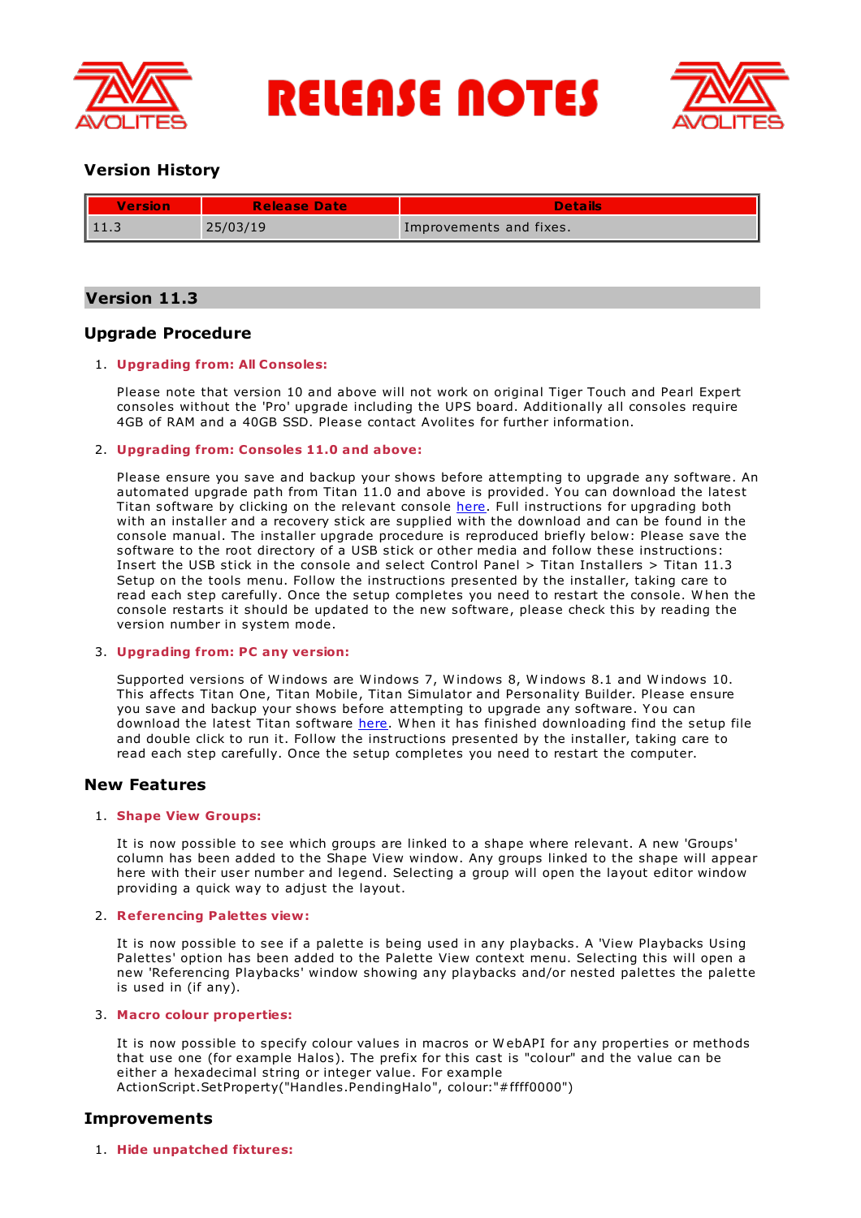# RELEASE NOTES

## Version History

| Version | Release Date | Details |
|---|---|---|
| 11.3 | 25/03/19 | Improvements and fixes. |

## Version 11.3

### Upgrade Procedure

1. **Upgrading from: All Consoles:**

   Please note that version 10 and above will not work on original Tiger Touch and Pearl Expert consoles without the 'Pro' upgrade including the UPS board. Additionally all consoles require 4GB of RAM and a 40GB SSD. Please contact Avolites for further information.

2. **Upgrading from: Consoles 11.0 and above:**

   Please ensure you save and backup your shows before attempting to upgrade any software. An automated upgrade path from Titan 11.0 and above is provided. You can download the latest Titan software by clicking on the relevant console here. Full instructions for upgrading both with an installer and a recovery stick are supplied with the download and can be found in the console manual. The installer upgrade procedure is reproduced briefly below: Please save the software to the root directory of a USB stick or other media and follow these instructions: Insert the USB stick in the console and select Control Panel > Titan Installers > Titan 11.3 Setup on the tools menu. Follow the instructions presented by the installer, taking care to read each step carefully. Once the setup completes you need to restart the console. When the console restarts it should be updated to the new software, please check this by reading the version number in system mode.

3. **Upgrading from: PC any version:**

   Supported versions of Windows are Windows 7, Windows 8, Windows 8.1 and Windows 10. This affects Titan One, Titan Mobile, Titan Simulator and Personality Builder. Please ensure you save and backup your shows before attempting to upgrade any software. You can download the latest Titan software here. When it has finished downloading find the setup file and double click to run it. Follow the instructions presented by the installer, taking care to read each step carefully. Once the setup completes you need to restart the computer.

### New Features

1. **Shape View Groups:**

   It is now possible to see which groups are linked to a shape where relevant. A new 'Groups' column has been added to the Shape View window. Any groups linked to the shape will appear here with their user number and legend. Selecting a group will open the layout editor window providing a quick way to adjust the layout.

2. **Referencing Palettes view:**

   It is now possible to see if a palette is being used in any playbacks. A 'View Playbacks Using Palettes' option has been added to the Palette View context menu. Selecting this will open a new 'Referencing Playbacks' window showing any playbacks and/or nested palettes the palette is used in (if any).

3. **Macro colour properties:**

   It is now possible to specify colour values in macros or WebAPI for any properties or methods that use one (for example Halos). The prefix for this cast is "colour" and the value can be either a hexadecimal string or integer value. For example ActionScript.SetProperty("Handles.PendingHalo", colour:"#ffff0000")

### Improvements

1. **Hide unpatched fixtures:**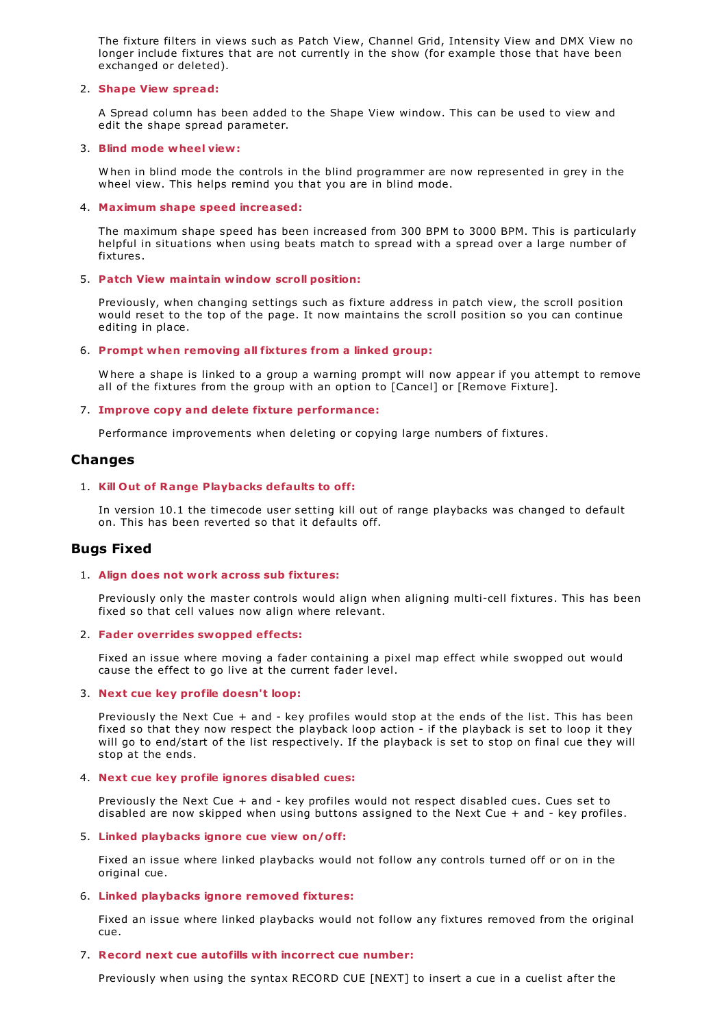The fixture filters in views such as Patch View, Channel Grid, Intensity View and DMX View no longer include fixtures that are not currently in the show (for example those that have been exchanged or deleted).

2. **Shape View spread:**

   A Spread column has been added to the Shape View window. This can be used to view and edit the shape spread parameter.

3. **Blind mode wheel view:**

   When in blind mode the controls in the blind programmer are now represented in grey in the wheel view. This helps remind you that you are in blind mode.

4. **Maximum shape speed increased:**

   The maximum shape speed has been increased from 300 BPM to 3000 BPM. This is particularly helpful in situations when using beats match to spread with a spread over a large number of fixtures.

5. **Patch View maintain window scroll position:**

   Previously, when changing settings such as fixture address in patch view, the scroll position would reset to the top of the page. It now maintains the scroll position so you can continue editing in place.

6. **Prompt when removing all fixtures from a linked group:**

   Where a shape is linked to a group a warning prompt will now appear if you attempt to remove all of the fixtures from the group with an option to [Cancel] or [Remove Fixture].

7. **Improve copy and delete fixture performance:**

   Performance improvements when deleting or copying large numbers of fixtures.

## Changes

1. **Kill Out of Range Playbacks defaults to off:**

   In version 10.1 the timecode user setting kill out of range playbacks was changed to default on. This has been reverted so that it defaults off.

## Bugs Fixed

1. **Align does not work across sub fixtures:**

   Previously only the master controls would align when aligning multi-cell fixtures. This has been fixed so that cell values now align where relevant.

2. **Fader overrides swopped effects:**

   Fixed an issue where moving a fader containing a pixel map effect while swopped out would cause the effect to go live at the current fader level.

3. **Next cue key profile doesn't loop:**

   Previously the Next Cue + and - key profiles would stop at the ends of the list. This has been fixed so that they now respect the playback loop action - if the playback is set to loop it they will go to end/start of the list respectively. If the playback is set to stop on final cue they will stop at the ends.

4. **Next cue key profile ignores disabled cues:**

   Previously the Next Cue + and - key profiles would not respect disabled cues. Cues set to disabled are now skipped when using buttons assigned to the Next Cue + and - key profiles.

5. **Linked playbacks ignore cue view on/off:**

   Fixed an issue where linked playbacks would not follow any controls turned off or on in the original cue.

6. **Linked playbacks ignore removed fixtures:**

   Fixed an issue where linked playbacks would not follow any fixtures removed from the original cue.

7. **Record next cue autofills with incorrect cue number:**

   Previously when using the syntax RECORD CUE [NEXT] to insert a cue in a cuelist after the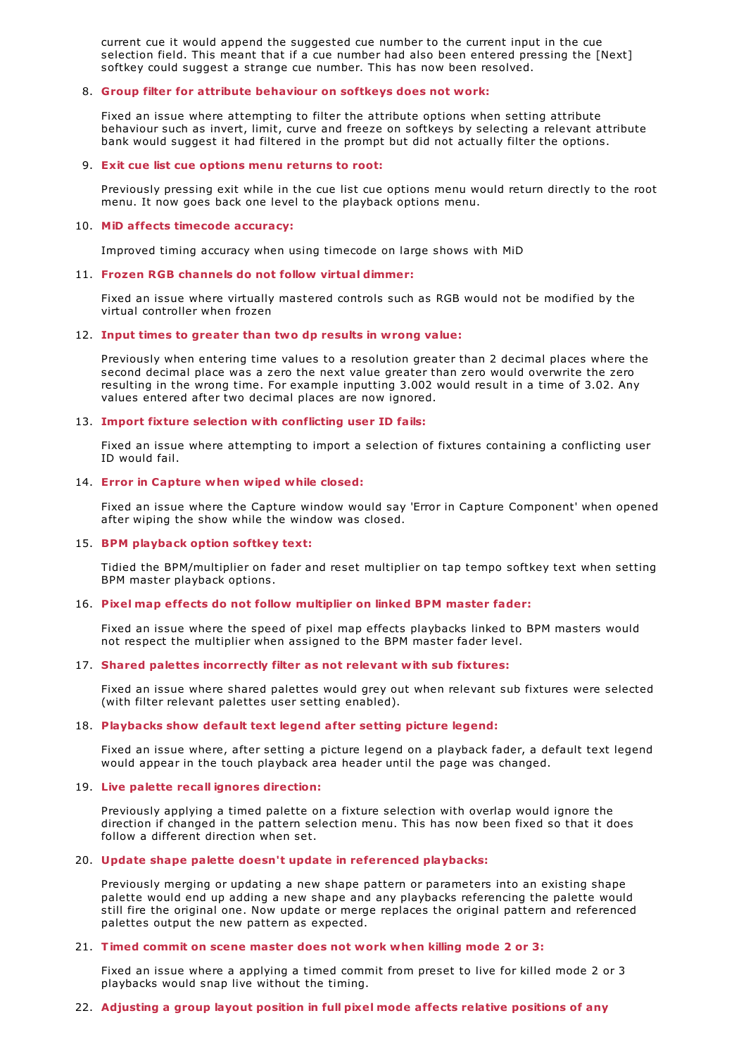current cue it would append the suggested cue number to the current input in the cue selection field. This meant that if a cue number had also been entered pressing the [Next] softkey could suggest a strange cue number. This has now been resolved.

8. **Group filter for attribute behaviour on softkeys does not work:**

   Fixed an issue where attempting to filter the attribute options when setting attribute behaviour such as invert, limit, curve and freeze on softkeys by selecting a relevant attribute bank would suggest it had filtered in the prompt but did not actually filter the options.

9. **Exit cue list cue options menu returns to root:**

   Previously pressing exit while in the cue list cue options menu would return directly to the root menu. It now goes back one level to the playback options menu.

10. **MiD affects timecode accuracy:**

    Improved timing accuracy when using timecode on large shows with MiD

11. **Frozen RGB channels do not follow virtual dimmer:**

    Fixed an issue where virtually mastered controls such as RGB would not be modified by the virtual controller when frozen

12. **Input times to greater than two dp results in wrong value:**

    Previously when entering time values to a resolution greater than 2 decimal places where the second decimal place was a zero the next value greater than zero would overwrite the zero resulting in the wrong time. For example inputting 3.002 would result in a time of 3.02. Any values entered after two decimal places are now ignored.

13. **Import fixture selection with conflicting user ID fails:**

    Fixed an issue where attempting to import a selection of fixtures containing a conflicting user ID would fail.

14. **Error in Capture when wiped while closed:**

    Fixed an issue where the Capture window would say 'Error in Capture Component' when opened after wiping the show while the window was closed.

15. **BPM playback option softkey text:**

    Tidied the BPM/multiplier on fader and reset multiplier on tap tempo softkey text when setting BPM master playback options.

16. **Pixel map effects do not follow multiplier on linked BPM master fader:**

    Fixed an issue where the speed of pixel map effects playbacks linked to BPM masters would not respect the multiplier when assigned to the BPM master fader level.

17. **Shared palettes incorrectly filter as not relevant with sub fixtures:**

    Fixed an issue where shared palettes would grey out when relevant sub fixtures were selected (with filter relevant palettes user setting enabled).

18. **Playbacks show default text legend after setting picture legend:**

    Fixed an issue where, after setting a picture legend on a playback fader, a default text legend would appear in the touch playback area header until the page was changed.

19. **Live palette recall ignores direction:**

    Previously applying a timed palette on a fixture selection with overlap would ignore the direction if changed in the pattern selection menu. This has now been fixed so that it does follow a different direction when set.

20. **Update shape palette doesn't update in referenced playbacks:**

    Previously merging or updating a new shape pattern or parameters into an existing shape palette would end up adding a new shape and any playbacks referencing the palette would still fire the original one. Now update or merge replaces the original pattern and referenced palettes output the new pattern as expected.

21. **Timed commit on scene master does not work when killing mode 2 or 3:**

    Fixed an issue where a applying a timed commit from preset to live for killed mode 2 or 3 playbacks would snap live without the timing.

22. **Adjusting a group layout position in full pixel mode affects relative positions of any**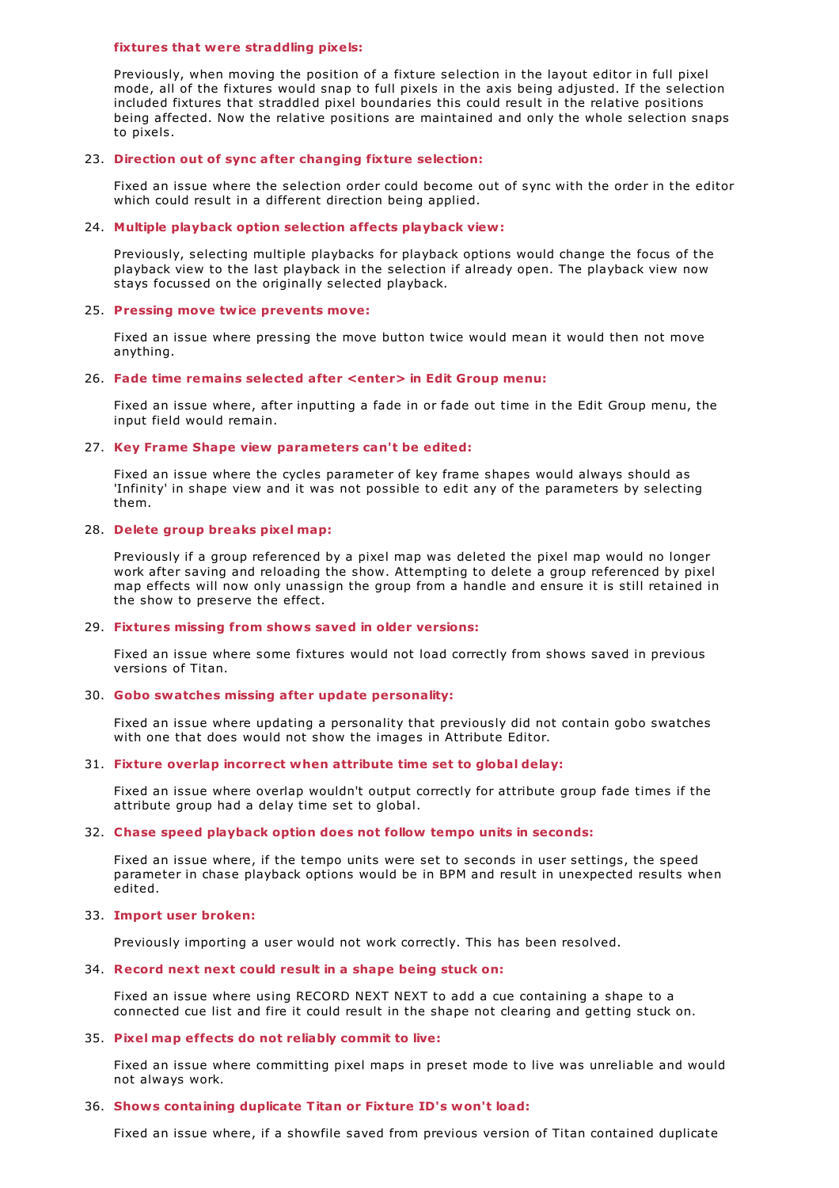**fixtures that were straddling pixels:**

Previously, when moving the position of a fixture selection in the layout editor in full pixel mode, all of the fixtures would snap to full pixels in the axis being adjusted. If the selection included fixtures that straddled pixel boundaries this could result in the relative positions being affected. Now the relative positions are maintained and only the whole selection snaps to pixels.

23. **Direction out of sync after changing fixture selection:**

    Fixed an issue where the selection order could become out of sync with the order in the editor which could result in a different direction being applied.

24. **Multiple playback option selection affects playback view:**

    Previously, selecting multiple playbacks for playback options would change the focus of the playback view to the last playback in the selection if already open. The playback view now stays focussed on the originally selected playback.

25. **Pressing move twice prevents move:**

    Fixed an issue where pressing the move button twice would mean it would then not move anything.

26. **Fade time remains selected after <enter> in Edit Group menu:**

    Fixed an issue where, after inputting a fade in or fade out time in the Edit Group menu, the input field would remain.

27. **Key Frame Shape view parameters can't be edited:**

    Fixed an issue where the cycles parameter of key frame shapes would always should as 'Infinity' in shape view and it was not possible to edit any of the parameters by selecting them.

28. **Delete group breaks pixel map:**

    Previously if a group referenced by a pixel map was deleted the pixel map would no longer work after saving and reloading the show. Attempting to delete a group referenced by pixel map effects will now only unassign the group from a handle and ensure it is still retained in the show to preserve the effect.

29. **Fixtures missing from shows saved in older versions:**

    Fixed an issue where some fixtures would not load correctly from shows saved in previous versions of Titan.

30. **Gobo swatches missing after update personality:**

    Fixed an issue where updating a personality that previously did not contain gobo swatches with one that does would not show the images in Attribute Editor.

31. **Fixture overlap incorrect when attribute time set to global delay:**

    Fixed an issue where overlap wouldn't output correctly for attribute group fade times if the attribute group had a delay time set to global.

32. **Chase speed playback option does not follow tempo units in seconds:**

    Fixed an issue where, if the tempo units were set to seconds in user settings, the speed parameter in chase playback options would be in BPM and result in unexpected results when edited.

33. **Import user broken:**

    Previously importing a user would not work correctly. This has been resolved.

34. **Record next next could result in a shape being stuck on:**

    Fixed an issue where using RECORD NEXT NEXT to add a cue containing a shape to a connected cue list and fire it could result in the shape not clearing and getting stuck on.

35. **Pixel map effects do not reliably commit to live:**

    Fixed an issue where committing pixel maps in preset mode to live was unreliable and would not always work.

36. **Shows containing duplicate Titan or Fixture ID's won't load:**

    Fixed an issue where, if a showfile saved from previous version of Titan contained duplicate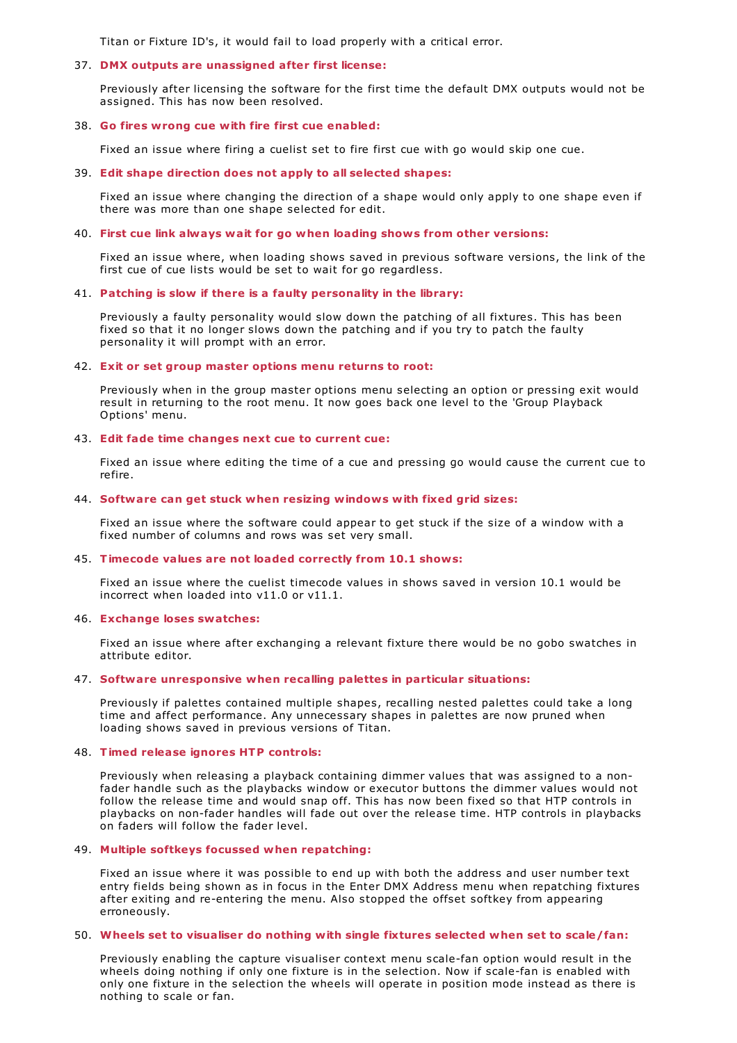Titan or Fixture ID's, it would fail to load properly with a critical error.

37. **DMX outputs are unassigned after first license:**

    Previously after licensing the software for the first time the default DMX outputs would not be assigned. This has now been resolved.

38. **Go fires wrong cue with fire first cue enabled:**

    Fixed an issue where firing a cuelist set to fire first cue with go would skip one cue.

39. **Edit shape direction does not apply to all selected shapes:**

    Fixed an issue where changing the direction of a shape would only apply to one shape even if there was more than one shape selected for edit.

40. **First cue link always wait for go when loading shows from other versions:**

    Fixed an issue where, when loading shows saved in previous software versions, the link of the first cue of cue lists would be set to wait for go regardless.

41. **Patching is slow if there is a faulty personality in the library:**

    Previously a faulty personality would slow down the patching of all fixtures. This has been fixed so that it no longer slows down the patching and if you try to patch the faulty personality it will prompt with an error.

42. **Exit or set group master options menu returns to root:**

    Previously when in the group master options menu selecting an option or pressing exit would result in returning to the root menu. It now goes back one level to the 'Group Playback Options' menu.

43. **Edit fade time changes next cue to current cue:**

    Fixed an issue where editing the time of a cue and pressing go would cause the current cue to refire.

44. **Software can get stuck when resizing windows with fixed grid sizes:**

    Fixed an issue where the software could appear to get stuck if the size of a window with a fixed number of columns and rows was set very small.

45. **Timecode values are not loaded correctly from 10.1 shows:**

    Fixed an issue where the cuelist timecode values in shows saved in version 10.1 would be incorrect when loaded into v11.0 or v11.1.

46. **Exchange loses swatches:**

    Fixed an issue where after exchanging a relevant fixture there would be no gobo swatches in attribute editor.

47. **Software unresponsive when recalling palettes in particular situations:**

    Previously if palettes contained multiple shapes, recalling nested palettes could take a long time and affect performance. Any unnecessary shapes in palettes are now pruned when loading shows saved in previous versions of Titan.

48. **Timed release ignores HTP controls:**

    Previously when releasing a playback containing dimmer values that was assigned to a non-fader handle such as the playbacks window or executor buttons the dimmer values would not follow the release time and would snap off. This has now been fixed so that HTP controls in playbacks on non-fader handles will fade out over the release time. HTP controls in playbacks on faders will follow the fader level.

49. **Multiple softkeys focussed when repatching:**

    Fixed an issue where it was possible to end up with both the address and user number text entry fields being shown as in focus in the Enter DMX Address menu when repatching fixtures after exiting and re-entering the menu. Also stopped the offset softkey from appearing erroneously.

50. **Wheels set to visualiser do nothing with single fixtures selected when set to scale/fan:**

    Previously enabling the capture visualiser context menu scale-fan option would result in the wheels doing nothing if only one fixture is in the selection. Now if scale-fan is enabled with only one fixture in the selection the wheels will operate in position mode instead as there is nothing to scale or fan.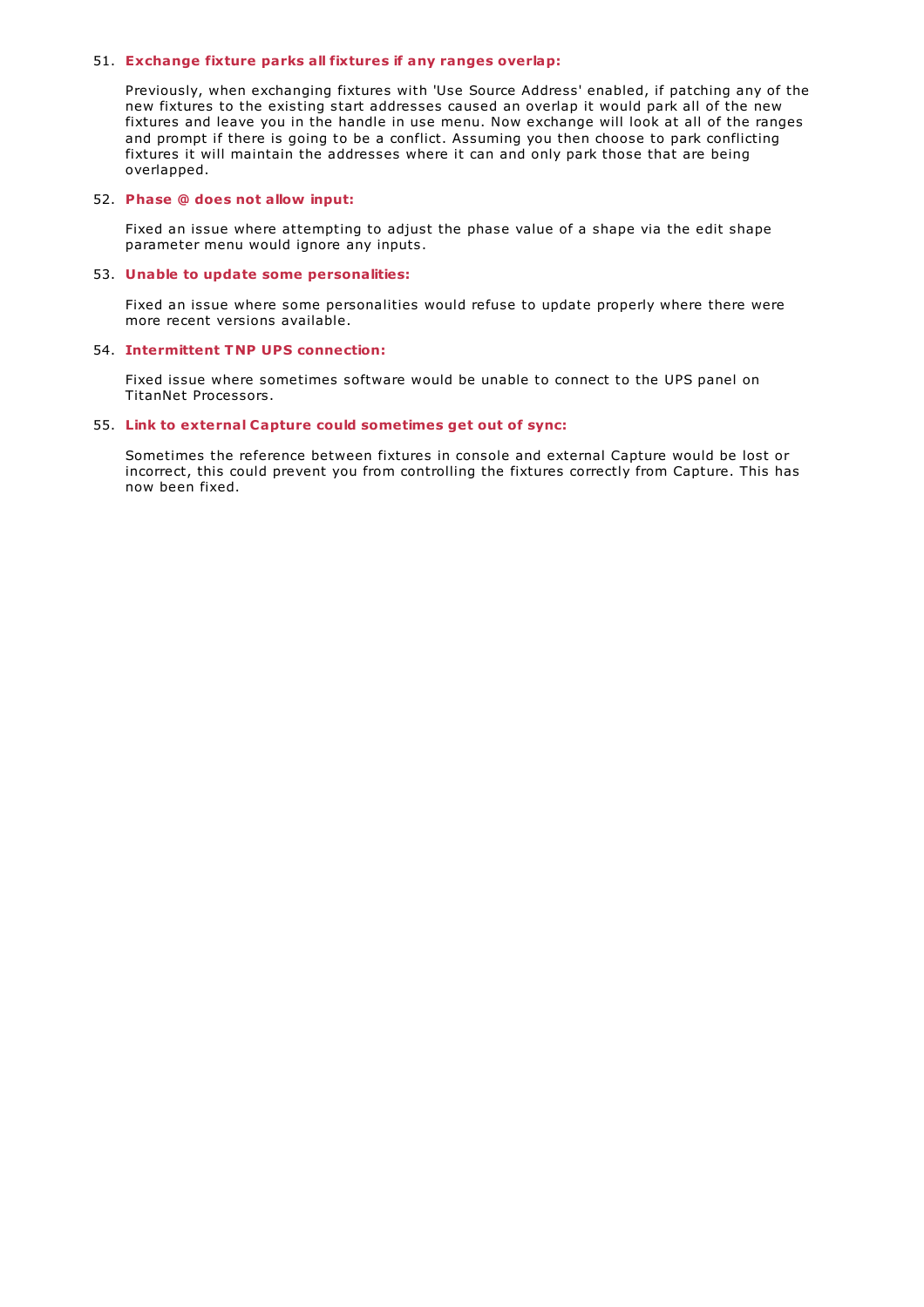51. **Exchange fixture parks all fixtures if any ranges overlap:**

    Previously, when exchanging fixtures with 'Use Source Address' enabled, if patching any of the new fixtures to the existing start addresses caused an overlap it would park all of the new fixtures and leave you in the handle in use menu. Now exchange will look at all of the ranges and prompt if there is going to be a conflict. Assuming you then choose to park conflicting fixtures it will maintain the addresses where it can and only park those that are being overlapped.

52. **Phase @ does not allow input:**

    Fixed an issue where attempting to adjust the phase value of a shape via the edit shape parameter menu would ignore any inputs.

53. **Unable to update some personalities:**

    Fixed an issue where some personalities would refuse to update properly where there were more recent versions available.

54. **Intermittent TNP UPS connection:**

    Fixed issue where sometimes software would be unable to connect to the UPS panel on TitanNet Processors.

55. **Link to external Capture could sometimes get out of sync:**

    Sometimes the reference between fixtures in console and external Capture would be lost or incorrect, this could prevent you from controlling the fixtures correctly from Capture. This has now been fixed.